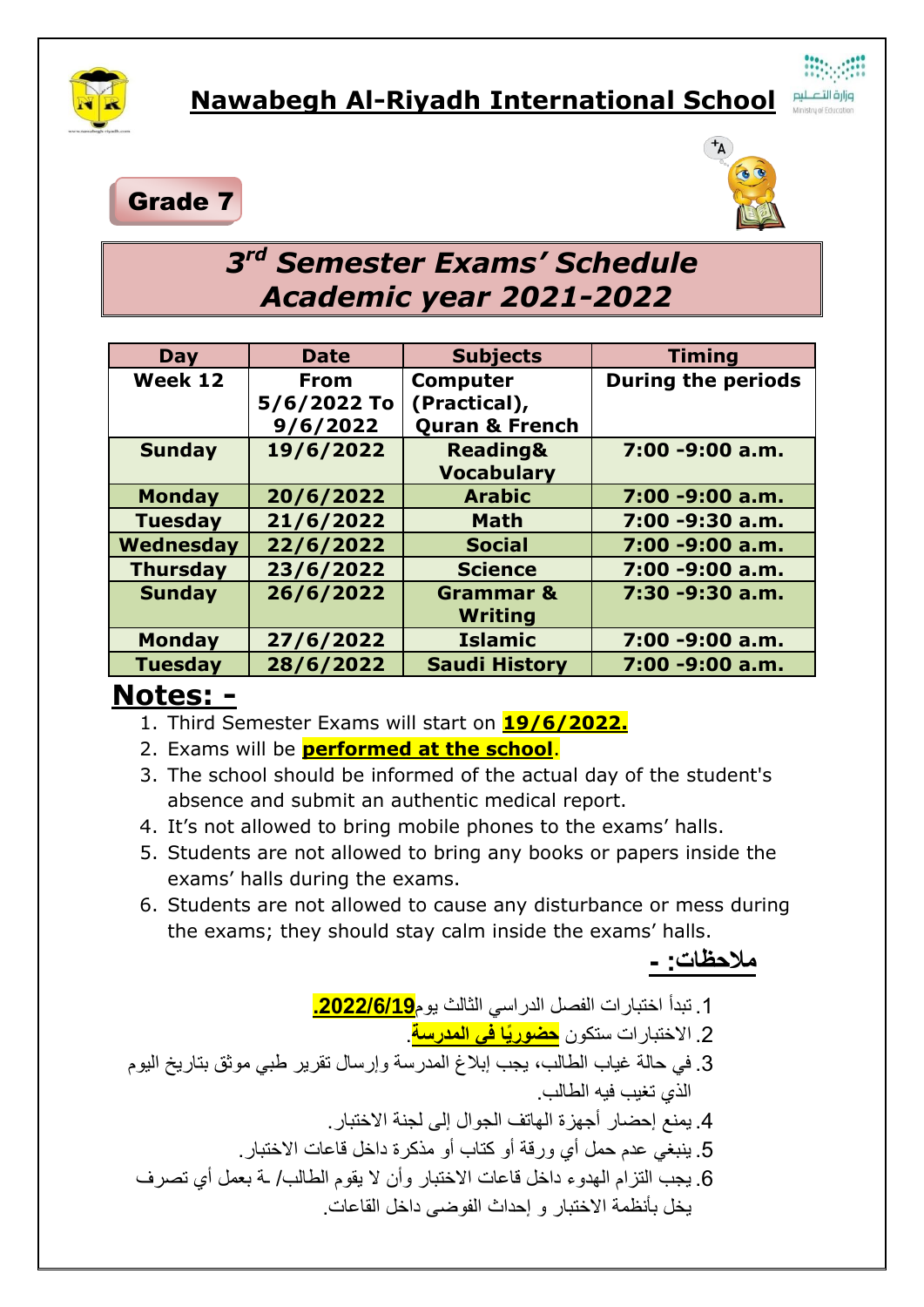# Nawabegh Al-Riyadh International School

## Grade 7

# 3rd Semester Exams' Schedule
# Academic year 2021-2022

| Day | Date | Subjects | Timing |
|---|---|---|---|
| Week 12 | From 5/6/2022 To 9/6/2022 | Computer (Practical), Quran & French | During the periods |
| Sunday | 19/6/2022 | Reading& Vocabulary | 7:00 -9:00 a.m. |
| Monday | 20/6/2022 | Arabic | 7:00 -9:00 a.m. |
| Tuesday | 21/6/2022 | Math | 7:00 -9:30 a.m. |
| Wednesday | 22/6/2022 | Social | 7:00 -9:00 a.m. |
| Thursday | 23/6/2022 | Science | 7:00 -9:00 a.m. |
| Sunday | 26/6/2022 | Grammar & Writing | 7:30 -9:30 a.m. |
| Monday | 27/6/2022 | Islamic | 7:00 -9:00 a.m. |
| Tuesday | 28/6/2022 | Saudi History | 7:00 -9:00 a.m. |

## Notes: -

1. Third Semester Exams will start on **19/6/2022.**
2. Exams will be **performed at the school**.
3. The school should be informed of the actual day of the student's absence and submit an authentic medical report.
4. It's not allowed to bring mobile phones to the exams' halls.
5. Students are not allowed to bring any books or papers inside the exams' halls during the exams.
6. Students are not allowed to cause any disturbance or mess during the exams; they should stay calm inside the exams' halls.

## ملاحظات: -

1. تبدأ اختبارات الفصل الدراسي الثالث يوم **2022/6/19.**
2. الاختبارات ستكون **حضوريًا في المدرسة**.
3. في حالة غياب الطالب، يجب إبلاغ المدرسة وإرسال تقرير طبي موثق بتاريخ اليوم الذي تغيب فيه الطالب.
4. يمنع إحضار أجهزة الهاتف الجوال إلى لجنة الاختبار.
5. ينبغي عدم حمل أي ورقة أو كتاب أو مذكرة داخل قاعات الاختبار.
6. يجب التزام الهدوء داخل قاعات الاختبار وأن لا يقوم الطالب/ ـة بعمل أي تصرف يخل بأنظمة الاختبار و إحداث الفوضى داخل القاعات.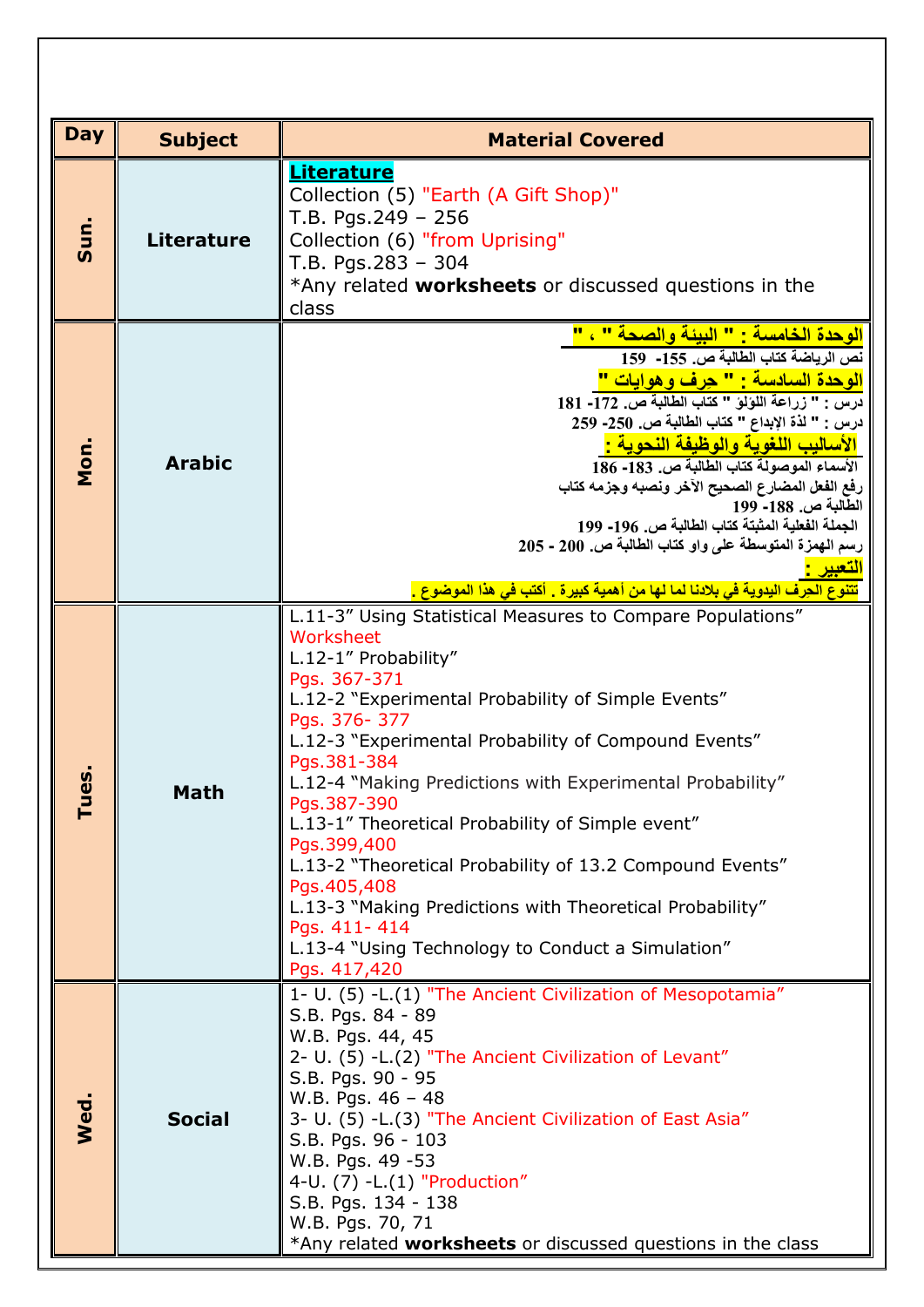| Day | Subject | Material Covered |
|---|---|---|
| Sun. | Literature | **Literature**<br>Collection (5) "Earth (A Gift Shop)"<br>T.B. Pgs.249 – 256<br>Collection (6) "from Uprising"<br>T.B. Pgs.283 – 304<br>*Any related **worksheets** or discussed questions in the class |
| Mon. | Arabic | **الوحدة الخامسة : " البيئة والصحة " ، "**<br>نص الرياضة كتاب الطالبة ص. 155- 159<br>**الوحدة السادسة : " حِرف وهوايات "**<br>درس : " زراعة اللؤلؤ " كتاب الطالبة ص. 172- 181<br>درس : " لذة الإبداع " كتاب الطالبة ص. 250- 259<br>**الأساليب اللغوية والوظيفة النحوية :**<br>الأسماء الموصولة كتاب الطالبة ص. 183- 186<br>رفع الفعل المضارع الصحيح الآخر ونصبه وجزمه كتاب الطالبة ص. 188- 199<br>الجملة الفعلية المثبتة كتاب الطالبة ص. 196- 199<br>رسم الهمزة المتوسطة على واو كتاب الطالبة ص. 200 - 205<br>**التعبير :**<br>تتنوع الحرف اليدوية في بلادنا لما لها من أهمية كبيرة . أكتب في هذا الموضوع . |
| Tues. | Math | L.11-3" Using Statistical Measures to Compare Populations"<br>Worksheet<br>L.12-1" Probability"<br>Pgs. 367-371<br>L.12-2 "Experimental Probability of Simple Events"<br>Pgs. 376- 377<br>L.12-3 "Experimental Probability of Compound Events"<br>Pgs.381-384<br>L.12-4 "Making Predictions with Experimental Probability"<br>Pgs.387-390<br>L.13-1" Theoretical Probability of Simple event"<br>Pgs.399,400<br>L.13-2 "Theoretical Probability of 13.2 Compound Events"<br>Pgs.405,408<br>L.13-3 "Making Predictions with Theoretical Probability"<br>Pgs. 411- 414<br>L.13-4 "Using Technology to Conduct a Simulation"<br>Pgs. 417,420 |
| Wed. | Social | 1- U. (5) -L.(1) "The Ancient Civilization of Mesopotamia"<br>S.B. Pgs. 84 - 89<br>W.B. Pgs. 44, 45<br>2- U. (5) -L.(2) "The Ancient Civilization of Levant"<br>S.B. Pgs. 90 - 95<br>W.B. Pgs. 46 – 48<br>3- U. (5) -L.(3) "The Ancient Civilization of East Asia"<br>S.B. Pgs. 96 - 103<br>W.B. Pgs. 49 -53<br>4-U. (7) -L.(1) "Production"<br>S.B. Pgs. 134 - 138<br>W.B. Pgs. 70, 71<br>*Any related **worksheets** or discussed questions in the class |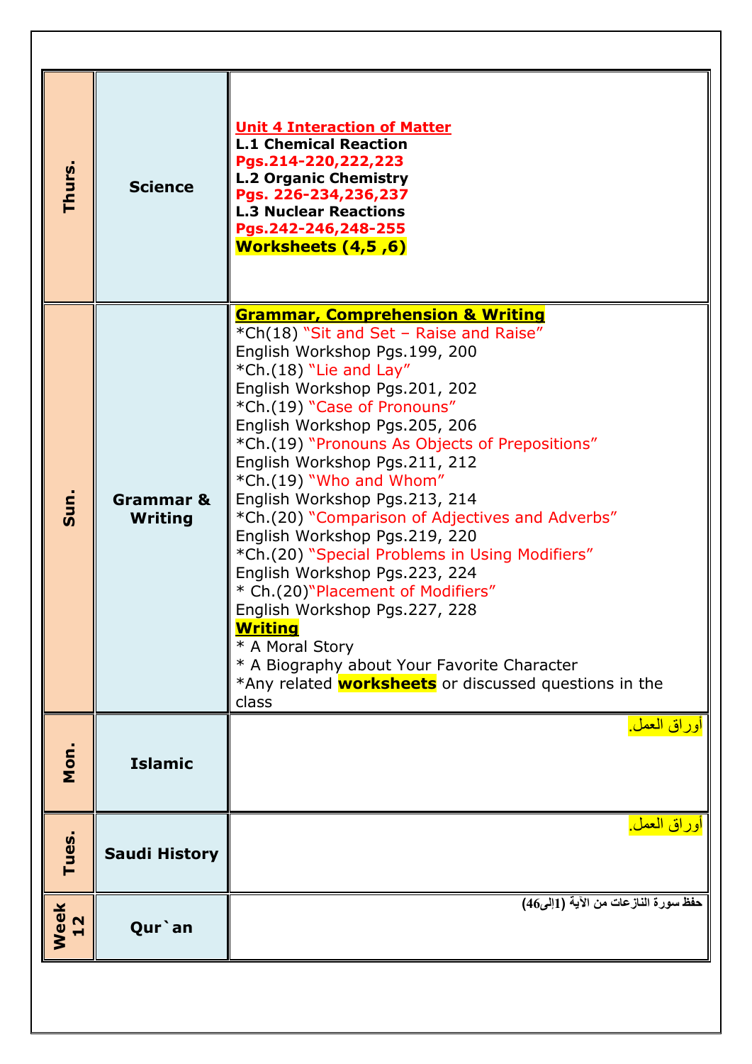| | | |
|---|---|---|
| Thurs. | Science | **Unit 4 Interaction of Matter**<br>**L.1 Chemical Reaction**<br>**Pgs.214-220,222,223**<br>**L.2 Organic Chemistry**<br>**Pgs. 226-234,236,237**<br>**L.3 Nuclear Reactions**<br>**Pgs.242-246,248-255**<br>**Worksheets (4,5 ,6)** |
| Sun. | Grammar & Writing | **Grammar, Comprehension & Writing**<br>*Ch(18) "Sit and Set – Raise and Raise"<br>English Workshop Pgs.199, 200<br>*Ch.(18) "Lie and Lay"<br>English Workshop Pgs.201, 202<br>*Ch.(19) "Case of Pronouns"<br>English Workshop Pgs.205, 206<br>*Ch.(19) "Pronouns As Objects of Prepositions"<br>English Workshop Pgs.211, 212<br>*Ch.(19) "Who and Whom"<br>English Workshop Pgs.213, 214<br>*Ch.(20) "Comparison of Adjectives and Adverbs"<br>English Workshop Pgs.219, 220<br>*Ch.(20) "Special Problems in Using Modifiers"<br>English Workshop Pgs.223, 224<br>* Ch.(20)"Placement of Modifiers"<br>English Workshop Pgs.227, 228<br>**Writing**<br>* A Moral Story<br>* A Biography about Your Favorite Character<br>*Any related **worksheets** or discussed questions in the class |
| Mon. | Islamic | أوراق العمل. |
| Tues. | Saudi History | أوراق العمل. |
| Week 12 | Qur`an | حفظ سورة النازعات من الآية (1إلى46) |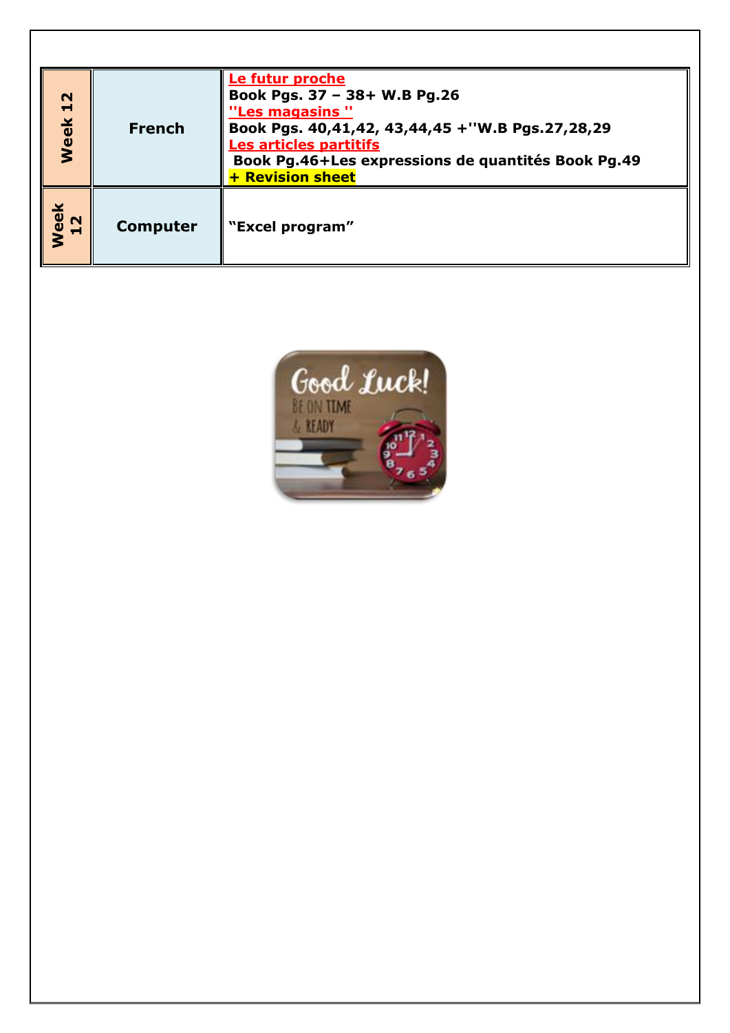| | | |
|---|---|---|
| **Week 12** | **French** | **Le futur proche**<br>**Book Pgs. 37 – 38+ W.B Pg.26**<br>**''Les magasins ''**<br>**Book Pgs. 40,41,42, 43,44,45 +''W.B Pgs.27,28,29**<br>**Les articles partitifs**<br>**Book Pg.46+Les expressions de quantités Book Pg.49**<br>**+ Revision sheet** |
| **Week 12** | **Computer** | **"Excel program"** |